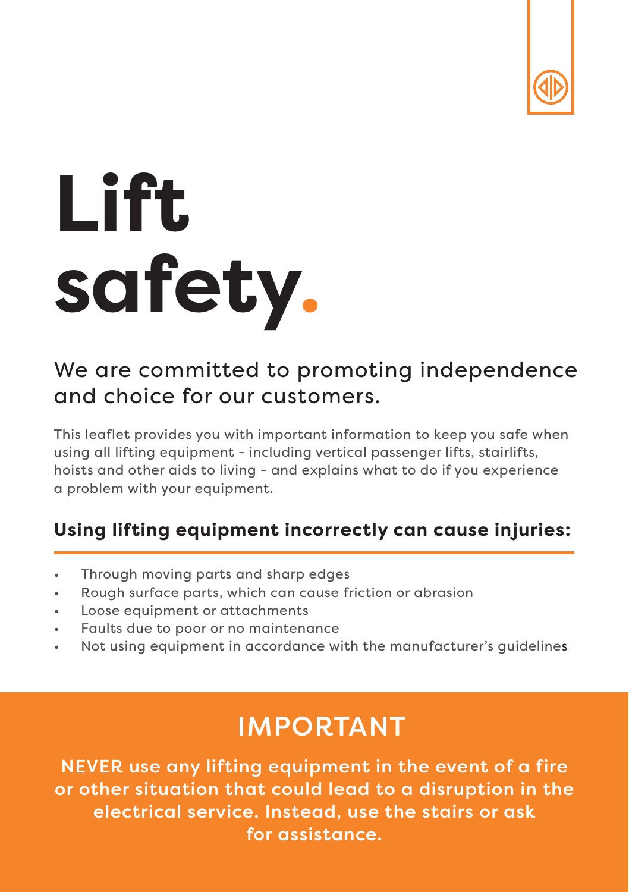# Lift safety.

## We are committed to promoting independence and choice for our customers.

This leaflet provides you with important information to keep you safe when using all lifting equipment - including vertical passenger lifts, stairlifts, hoists and other aids to living - and explains what to do if you experience a problem with your equipment.

### Using lifting equipment incorrectly can cause injuries:

- Through moving parts and sharp edges
- Rough surface parts, which can cause friction or abrasion
- Loose equipment or attachments
- Faults due to poor or no maintenance
- Not using equipment in accordance with the manufacturer's guidelines

## IMPORTANT

**NEVER use any lifting equipment in the event of a fire or other situation that could lead to a disruption in the electrical service. Instead, use the stairs or ask for assistance.**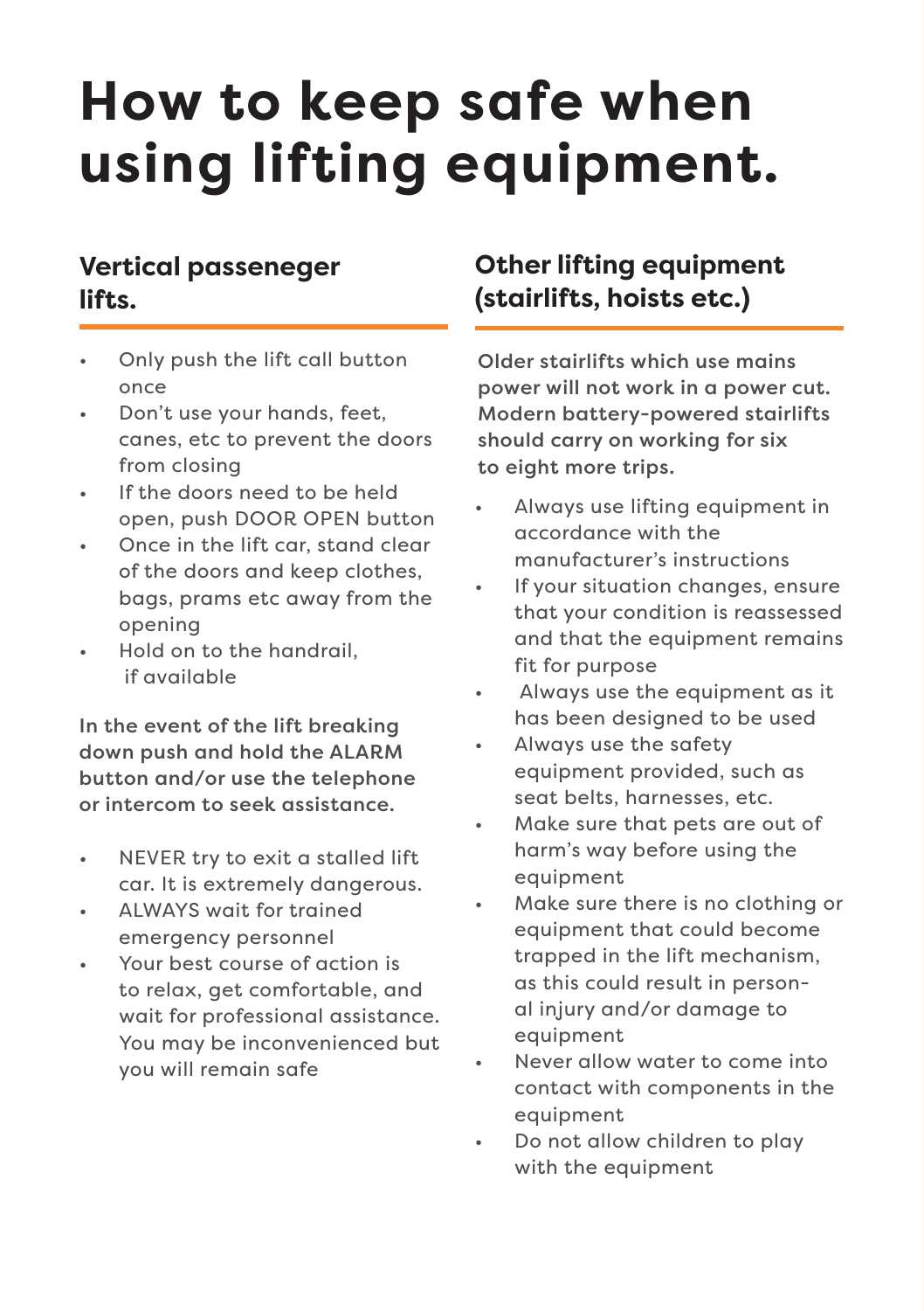# How to keep safe when using lifting equipment.

## Vertical passeneger lifts.

- Only push the lift call button once
- Don't use your hands, feet, canes, etc to prevent the doors from closing
- If the doors need to be held open, push DOOR OPEN button
- Once in the lift car, stand clear of the doors and keep clothes, bags, prams etc away from the opening
- Hold on to the handrail, if available

**In the event of the lift breaking down push and hold the ALARM button and/or use the telephone or intercom to seek assistance.**

- NEVER try to exit a stalled lift car. It is extremely dangerous.
- ALWAYS wait for trained emergency personnel
- Your best course of action is to relax, get comfortable, and wait for professional assistance. You may be inconvenienced but you will remain safe

## Other lifting equipment (stairlifts, hoists etc.)

**Older stairlifts which use mains power will not work in a power cut. Modern battery-powered stairlifts should carry on working for six to eight more trips.**

- Always use lifting equipment in accordance with the manufacturer's instructions
- If your situation changes, ensure that your condition is reassessed and that the equipment remains fit for purpose
- Always use the equipment as it has been designed to be used
- Always use the safety equipment provided, such as seat belts, harnesses, etc.
- Make sure that pets are out of harm's way before using the equipment
- Make sure there is no clothing or equipment that could become trapped in the lift mechanism, as this could result in personal injury and/or damage to equipment
- Never allow water to come into contact with components in the equipment
- Do not allow children to play with the equipment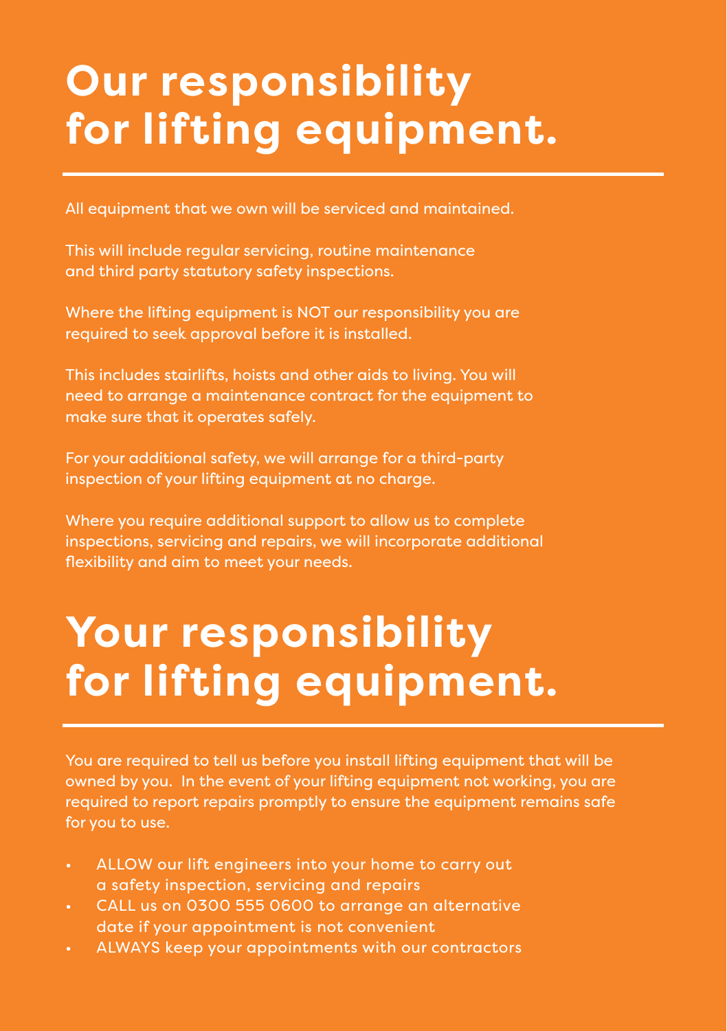# Our responsibility for lifting equipment.

All equipment that we own will be serviced and maintained.

This will include regular servicing, routine maintenance and third party statutory safety inspections.

Where the lifting equipment is NOT our responsibility you are required to seek approval before it is installed.

This includes stairlifts, hoists and other aids to living. You will need to arrange a maintenance contract for the equipment to make sure that it operates safely.

For your additional safety, we will arrange for a third-party inspection of your lifting equipment at no charge.

Where you require additional support to allow us to complete inspections, servicing and repairs, we will incorporate additional flexibility and aim to meet your needs.

# Your responsibility for lifting equipment.

You are required to tell us before you install lifting equipment that will be owned by you. In the event of your lifting equipment not working, you are required to report repairs promptly to ensure the equipment remains safe for you to use.

- ALLOW our lift engineers into your home to carry out a safety inspection, servicing and repairs
- CALL us on 0300 555 0600 to arrange an alternative date if your appointment is not convenient
- ALWAYS keep your appointments with our contractors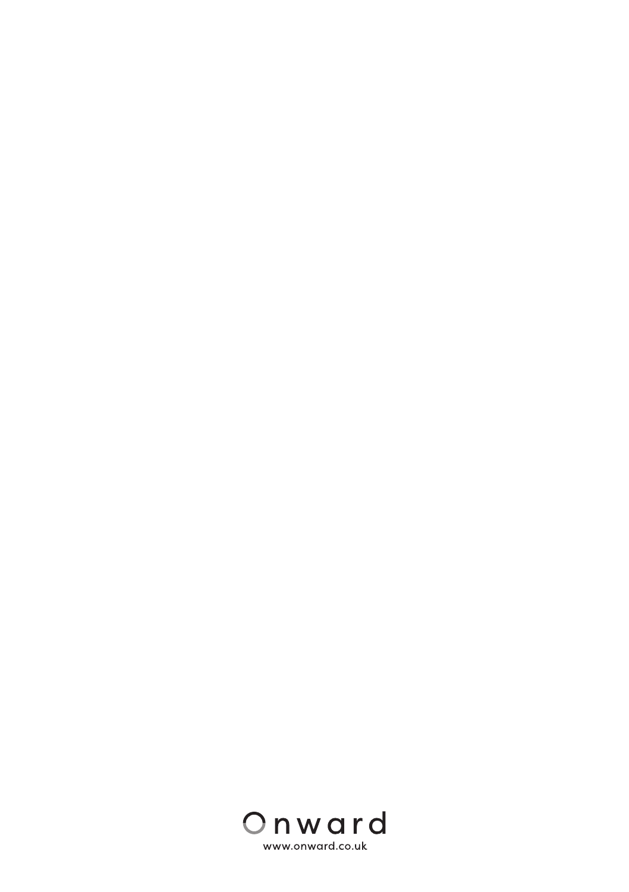Onward

www.onward.co.uk